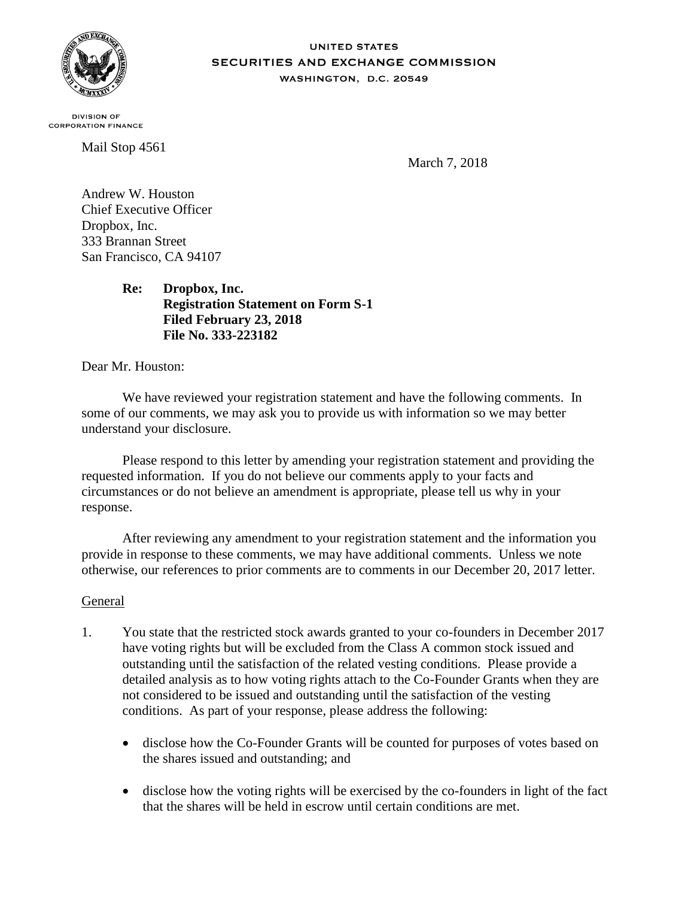UNITED STATES
SECURITIES AND EXCHANGE COMMISSION
WASHINGTON, D.C. 20549

DIVISION OF
CORPORATION FINANCE

Mail Stop 4561

March 7, 2018

Andrew W. Houston
Chief Executive Officer
Dropbox, Inc.
333 Brannan Street
San Francisco, CA 94107

> **Re: Dropbox, Inc.**
> **Registration Statement on Form S-1**
> **Filed February 23, 2018**
> **File No. 333-223182**

Dear Mr. Houston:

We have reviewed your registration statement and have the following comments. In some of our comments, we may ask you to provide us with information so we may better understand your disclosure.

Please respond to this letter by amending your registration statement and providing the requested information. If you do not believe our comments apply to your facts and circumstances or do not believe an amendment is appropriate, please tell us why in your response.

After reviewing any amendment to your registration statement and the information you provide in response to these comments, we may have additional comments. Unless we note otherwise, our references to prior comments are to comments in our December 20, 2017 letter.

General

1. You state that the restricted stock awards granted to your co-founders in December 2017 have voting rights but will be excluded from the Class A common stock issued and outstanding until the satisfaction of the related vesting conditions. Please provide a detailed analysis as to how voting rights attach to the Co-Founder Grants when they are not considered to be issued and outstanding until the satisfaction of the vesting conditions. As part of your response, please address the following:

   - disclose how the Co-Founder Grants will be counted for purposes of votes based on the shares issued and outstanding; and

   - disclose how the voting rights will be exercised by the co-founders in light of the fact that the shares will be held in escrow until certain conditions are met.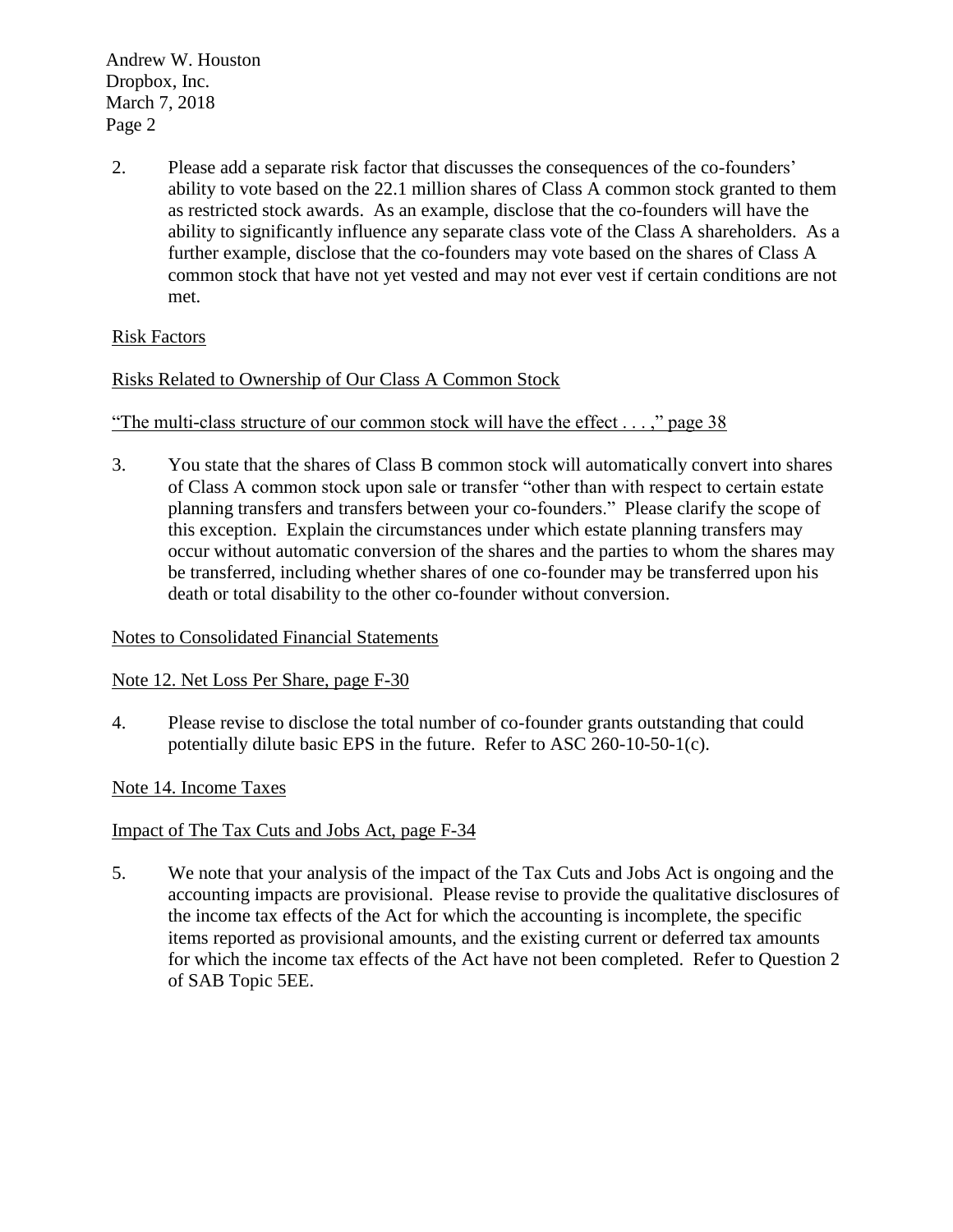2. Please add a separate risk factor that discusses the consequences of the co-founders' ability to vote based on the 22.1 million shares of Class A common stock granted to them as restricted stock awards. As an example, disclose that the co-founders will have the ability to significantly influence any separate class vote of the Class A shareholders. As a further example, disclose that the co-founders may vote based on the shares of Class A common stock that have not yet vested and may not ever vest if certain conditions are not met.

Risk Factors

Risks Related to Ownership of Our Class A Common Stock

"The multi-class structure of our common stock will have the effect . . . ," page 38

3. You state that the shares of Class B common stock will automatically convert into shares of Class A common stock upon sale or transfer "other than with respect to certain estate planning transfers and transfers between your co-founders." Please clarify the scope of this exception. Explain the circumstances under which estate planning transfers may occur without automatic conversion of the shares and the parties to whom the shares may be transferred, including whether shares of one co-founder may be transferred upon his death or total disability to the other co-founder without conversion.

Notes to Consolidated Financial Statements

Note 12. Net Loss Per Share, page F-30

4. Please revise to disclose the total number of co-founder grants outstanding that could potentially dilute basic EPS in the future. Refer to ASC 260-10-50-1(c).

Note 14. Income Taxes

Impact of The Tax Cuts and Jobs Act, page F-34

5. We note that your analysis of the impact of the Tax Cuts and Jobs Act is ongoing and the accounting impacts are provisional. Please revise to provide the qualitative disclosures of the income tax effects of the Act for which the accounting is incomplete, the specific items reported as provisional amounts, and the existing current or deferred tax amounts for which the income tax effects of the Act have not been completed. Refer to Question 2 of SAB Topic 5EE.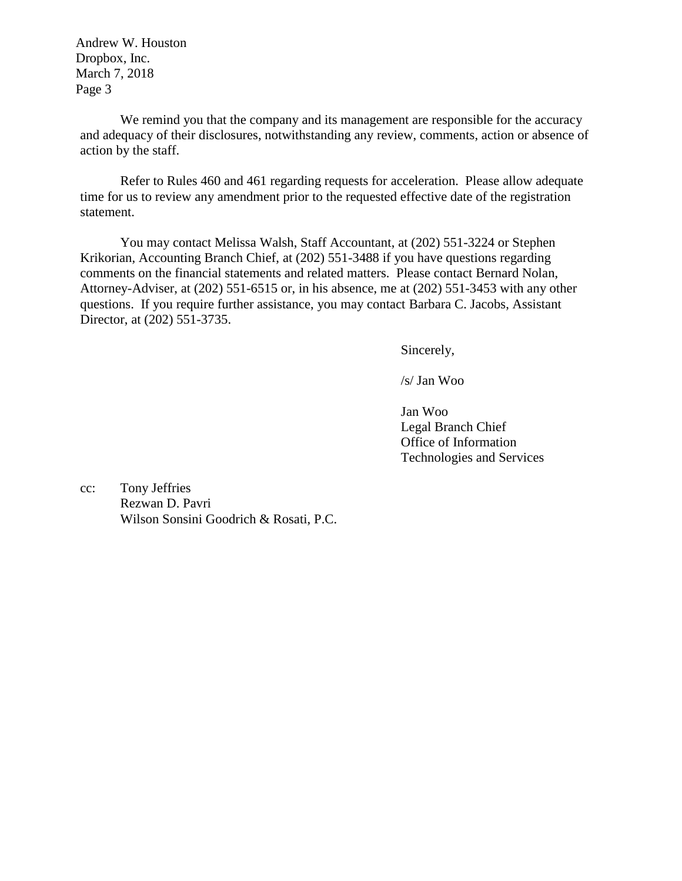We remind you that the company and its management are responsible for the accuracy and adequacy of their disclosures, notwithstanding any review, comments, action or absence of action by the staff.

Refer to Rules 460 and 461 regarding requests for acceleration. Please allow adequate time for us to review any amendment prior to the requested effective date of the registration statement.

You may contact Melissa Walsh, Staff Accountant, at (202) 551-3224 or Stephen Krikorian, Accounting Branch Chief, at (202) 551-3488 if you have questions regarding comments on the financial statements and related matters. Please contact Bernard Nolan, Attorney-Adviser, at (202) 551-6515 or, in his absence, me at (202) 551-3453 with any other questions. If you require further assistance, you may contact Barbara C. Jacobs, Assistant Director, at (202) 551-3735.

Sincerely,

/s/ Jan Woo

Jan Woo
Legal Branch Chief
Office of Information
Technologies and Services

cc: Tony Jeffries
Rezwan D. Pavri
Wilson Sonsini Goodrich & Rosati, P.C.